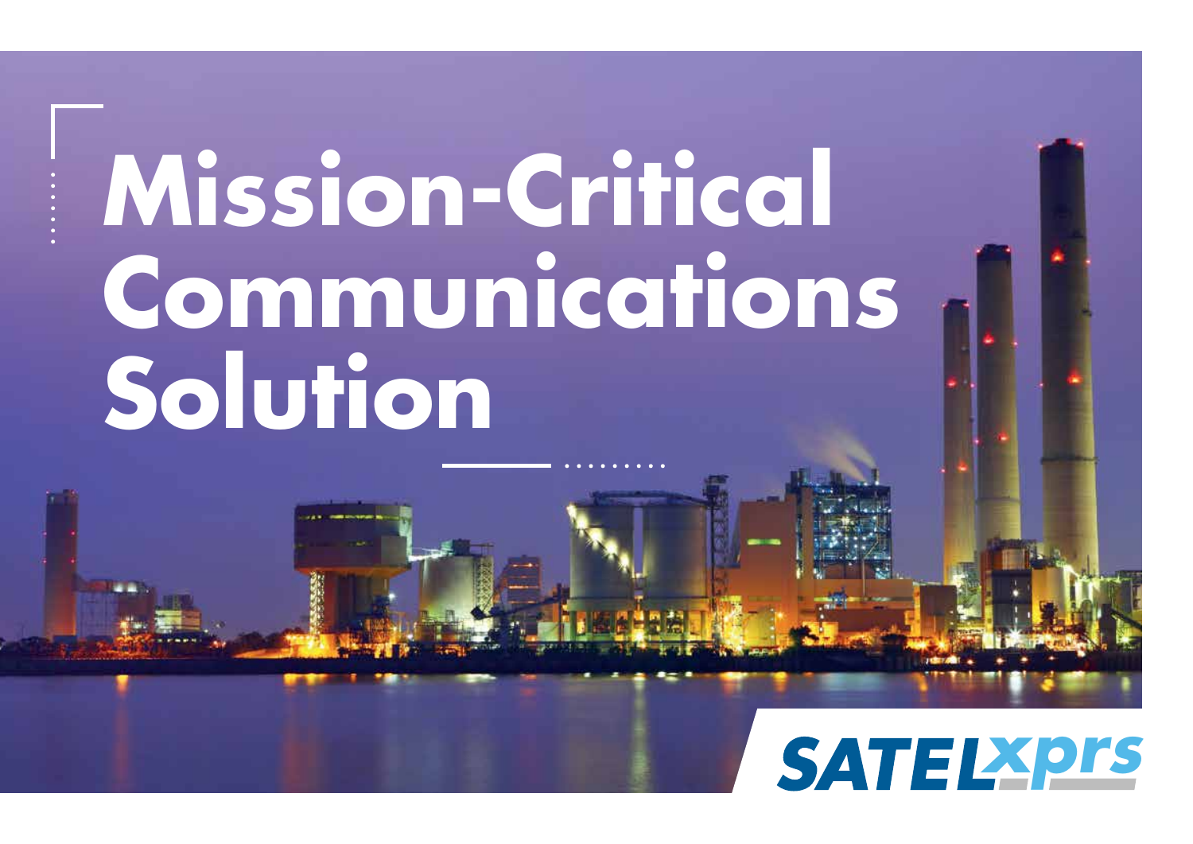# Mission-Critical Communications Solution

SATELxprs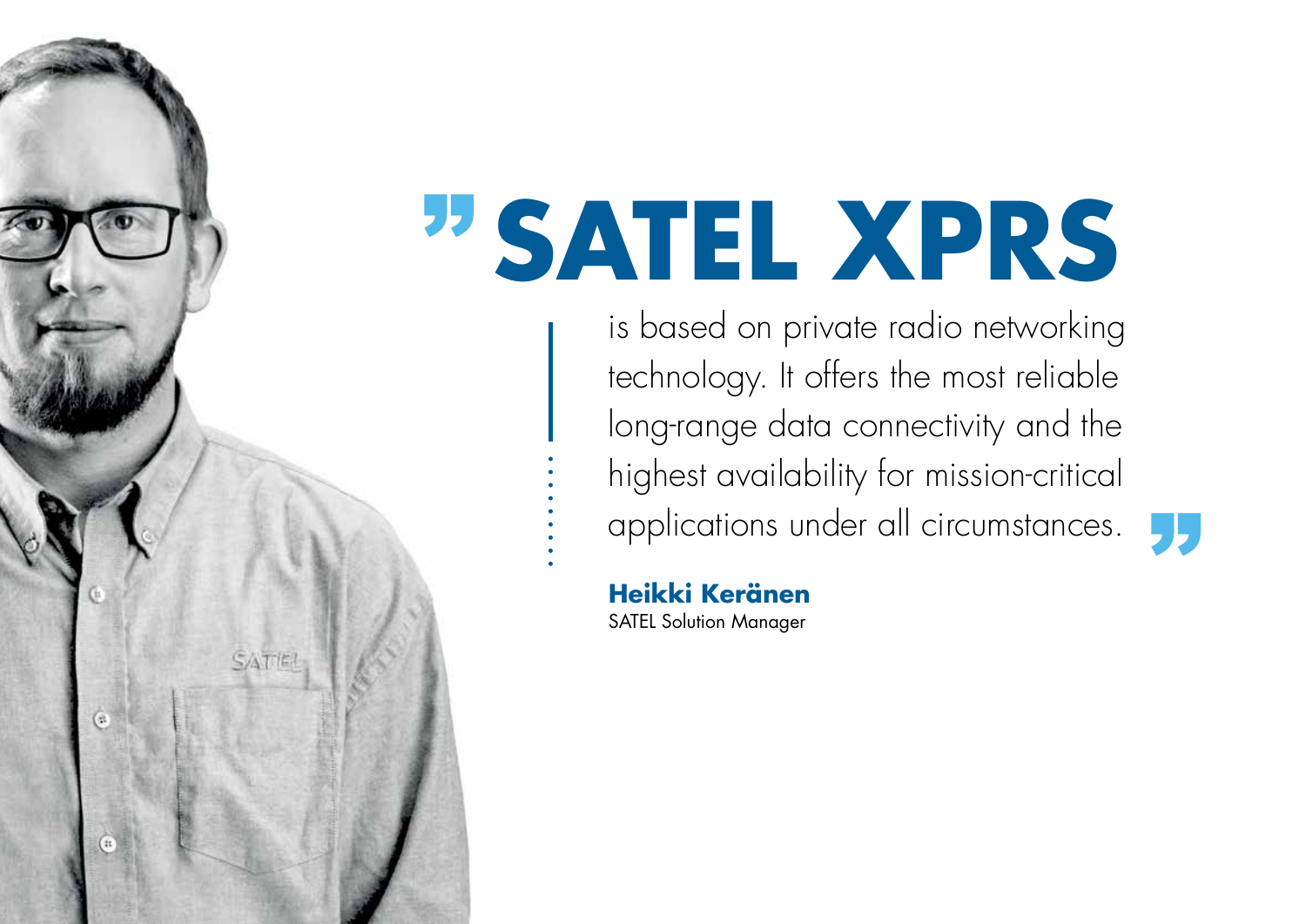# "SATEL XPRS

is based on private radio networking technology. It offers the most reliable long-range data connectivity and the highest availability for mission-critical applications under all circumstances."

**Heikki Keränen**
SATEL Solution Manager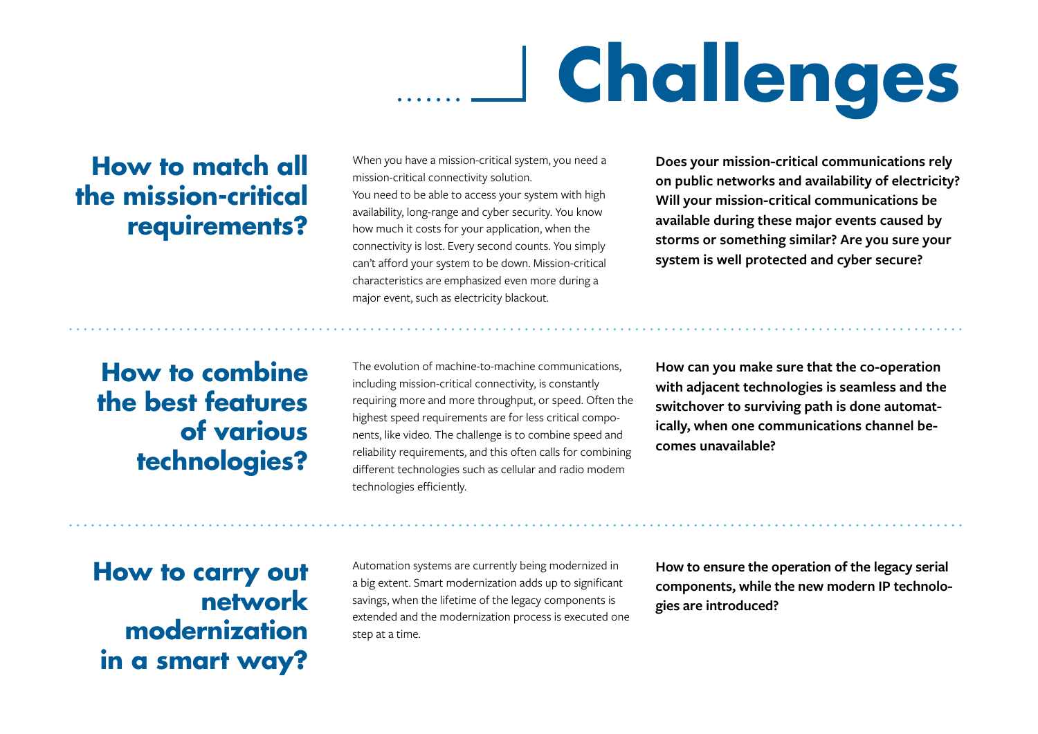# Challenges

## How to match all the mission-critical requirements?

When you have a mission-critical system, you need a mission-critical connectivity solution.
You need to be able to access your system with high availability, long-range and cyber security. You know how much it costs for your application, when the connectivity is lost. Every second counts. You simply can't afford your system to be down. Mission-critical characteristics are emphasized even more during a major event, such as electricity blackout.

**Does your mission-critical communications rely on public networks and availability of electricity? Will your mission-critical communications be available during these major events caused by storms or something similar? Are you sure your system is well protected and cyber secure?**

## How to combine the best features of various technologies?

The evolution of machine-to-machine communications, including mission-critical connectivity, is constantly requiring more and more throughput, or speed. Often the highest speed requirements are for less critical components, like video. The challenge is to combine speed and reliability requirements, and this often calls for combining different technologies such as cellular and radio modem technologies efficiently.

**How can you make sure that the co-operation with adjacent technologies is seamless and the switchover to surviving path is done automatically, when one communications channel becomes unavailable?**

## How to carry out network modernization in a smart way?

Automation systems are currently being modernized in a big extent. Smart modernization adds up to significant savings, when the lifetime of the legacy components is extended and the modernization process is executed one step at a time.

**How to ensure the operation of the legacy serial components, while the new modern IP technologies are introduced?**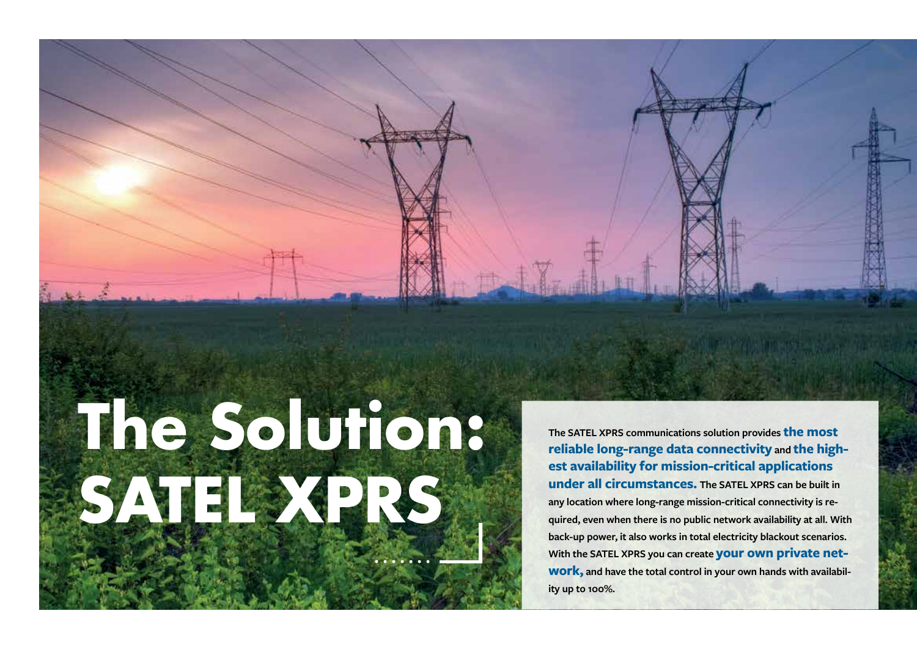# The Solution: SATEL XPRS

The SATEL XPRS communications solution provides **the most reliable long-range data connectivity** and **the highest availability for mission-critical applications under all circumstances.** The SATEL XPRS can be built in any location where long-range mission-critical connectivity is required, even when there is no public network availability at all. With back-up power, it also works in total electricity blackout scenarios. With the SATEL XPRS you can create **your own private network,** and have the total control in your own hands with availability up to 100%.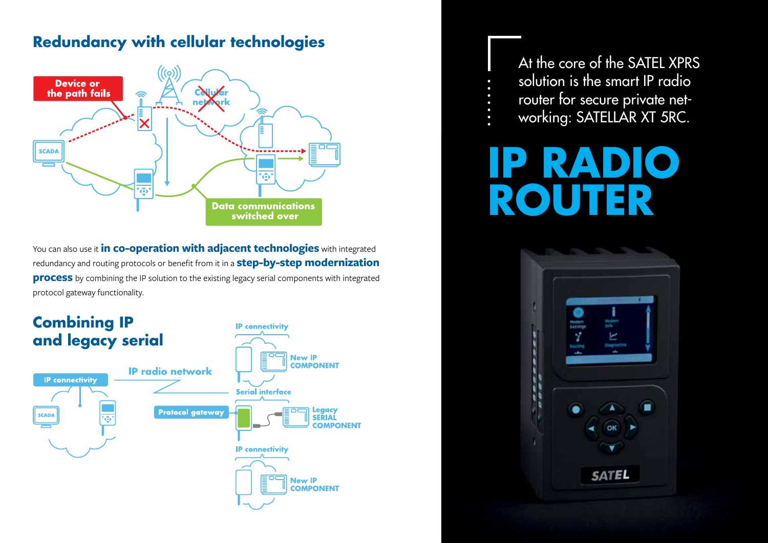## Redundancy with cellular technologies

You can also use it **in co-operation with adjacent technologies** with integrated redundancy and routing protocols or benefit from it in a **step-by-step modernization process** by combining the IP solution to the existing legacy serial components with integrated protocol gateway functionality.

## Combining IP and legacy serial

At the core of the SATEL XPRS solution is the smart IP radio router for secure private networking: SATELLAR XT 5RC.

# IP RADIO ROUTER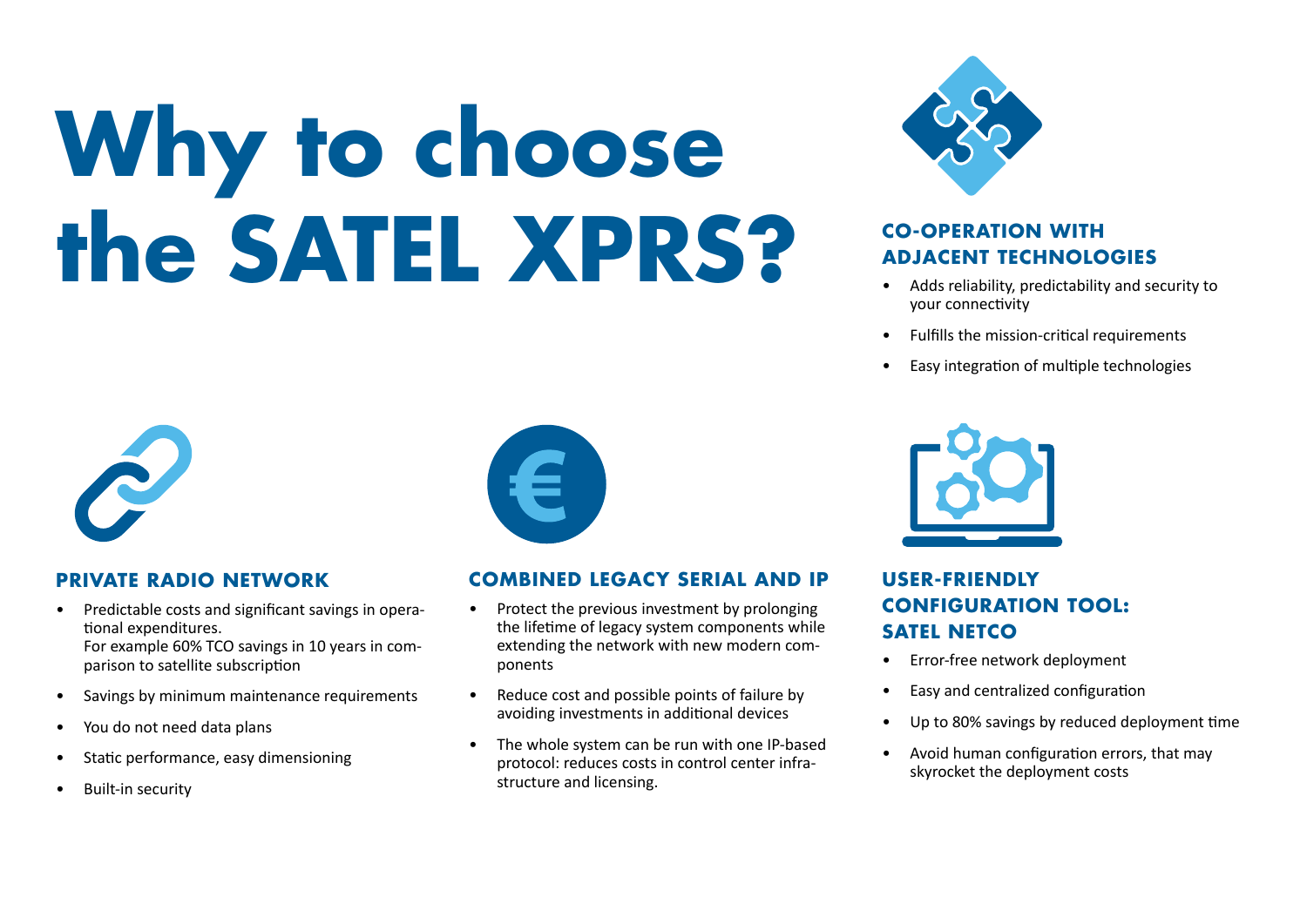# Why to choose the SATEL XPRS?

### CO-OPERATION WITH ADJACENT TECHNOLOGIES

- Adds reliability, predictability and security to your connectivity
- Fulfills the mission-critical requirements
- Easy integration of multiple technologies

### PRIVATE RADIO NETWORK

- Predictable costs and significant savings in operational expenditures.
  For example 60% TCO savings in 10 years in comparison to satellite subscription
- Savings by minimum maintenance requirements
- You do not need data plans
- Static performance, easy dimensioning
- Built-in security

### COMBINED LEGACY SERIAL AND IP

- Protect the previous investment by prolonging the lifetime of legacy system components while extending the network with new modern components
- Reduce cost and possible points of failure by avoiding investments in additional devices
- The whole system can be run with one IP-based protocol: reduces costs in control center infrastructure and licensing.

### USER-FRIENDLY CONFIGURATION TOOL: SATEL NETCO

- Error-free network deployment
- Easy and centralized configuration
- Up to 80% savings by reduced deployment time
- Avoid human configuration errors, that may skyrocket the deployment costs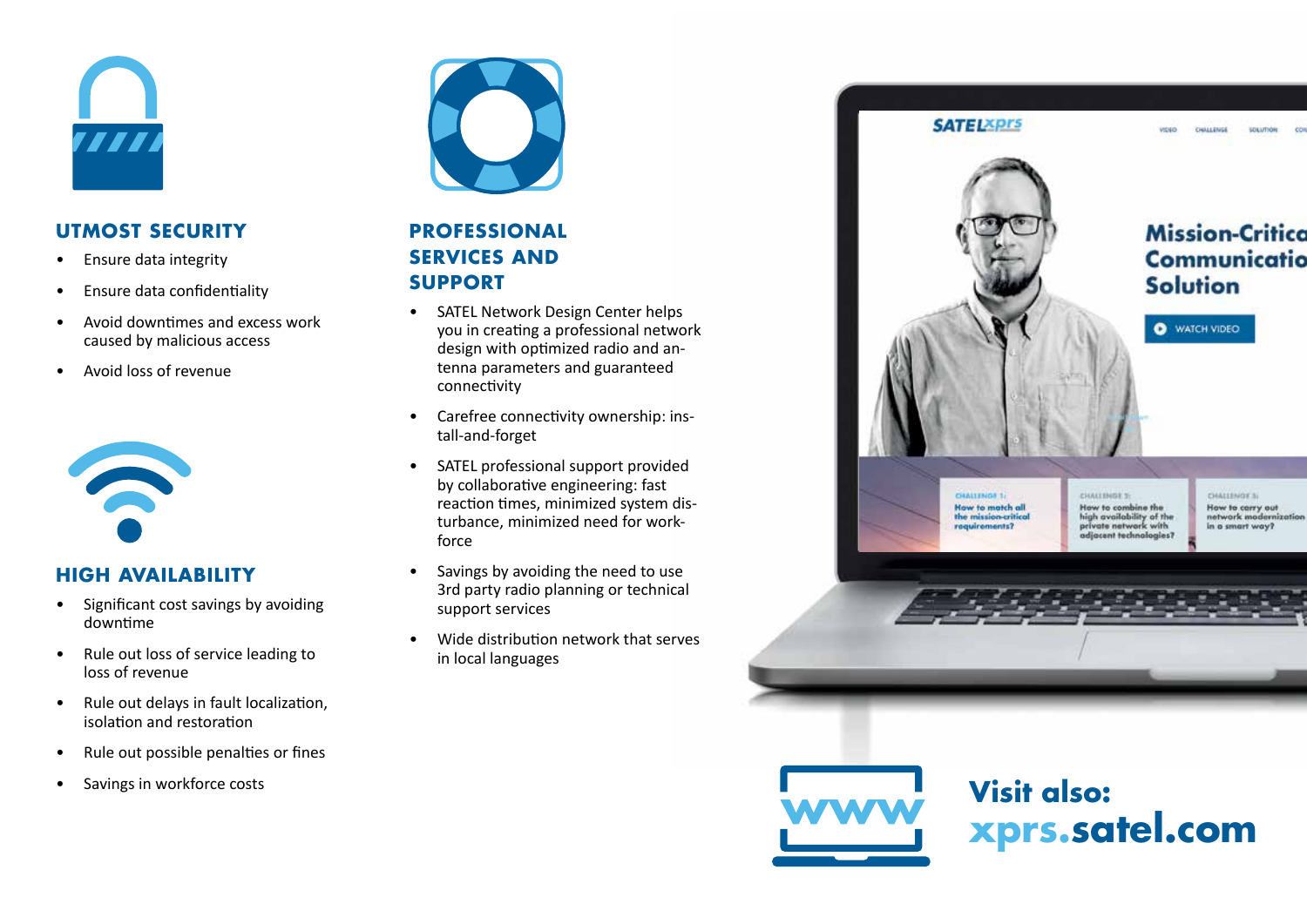## UTMOST SECURITY

- Ensure data integrity
- Ensure data confidentiality
- Avoid downtimes and excess work caused by malicious access
- Avoid loss of revenue

## HIGH AVAILABILITY

- Significant cost savings by avoiding downtime
- Rule out loss of service leading to loss of revenue
- Rule out delays in fault localization, isolation and restoration
- Rule out possible penalties or fines
- Savings in workforce costs

## PROFESSIONAL SERVICES AND SUPPORT

- SATEL Network Design Center helps you in creating a professional network design with optimized radio and antenna parameters and guaranteed connectivity
- Carefree connectivity ownership: install-and-forget
- SATEL professional support provided by collaborative engineering: fast reaction times, minimized system disturbance, minimized need for workforce
- Savings by avoiding the need to use 3rd party radio planning or technical support services
- Wide distribution network that serves in local languages

**Visit also:**
**xprs.satel.com**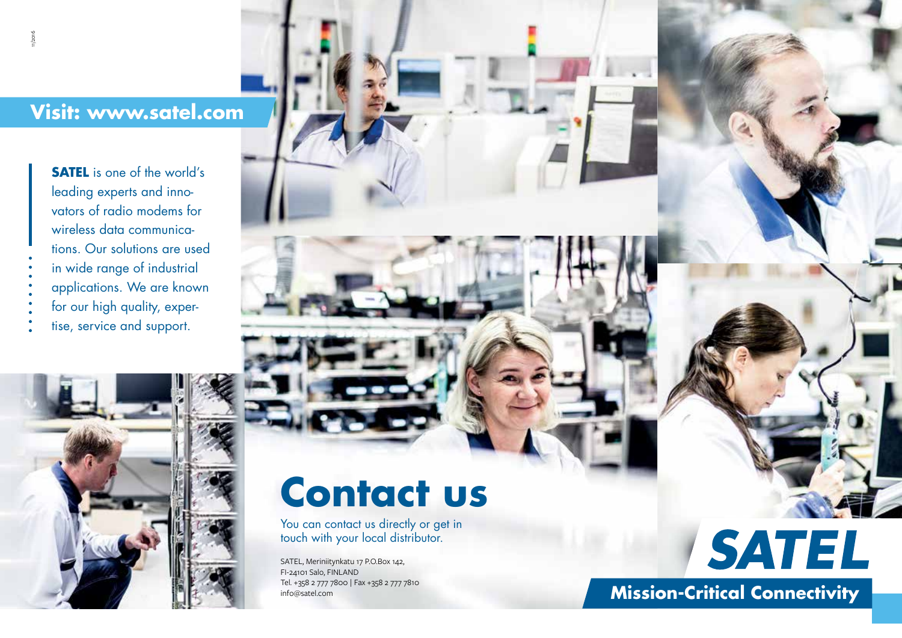11/2016

## Visit: www.satel.com

**SATEL** is one of the world's leading experts and innovators of radio modems for wireless data communications. Our solutions are used in wide range of industrial applications. We are known for our high quality, expertise, service and support.

# Contact us

You can contact us directly or get in touch with your local distributor.

SATEL, Meriniitynkatu 17 P.O.Box 142,
FI-24101 Salo, FINLAND
Tel. +358 2 777 7800 | Fax +358 2 777 7810
info@satel.com

**SATEL**

**Mission-Critical Connectivity**